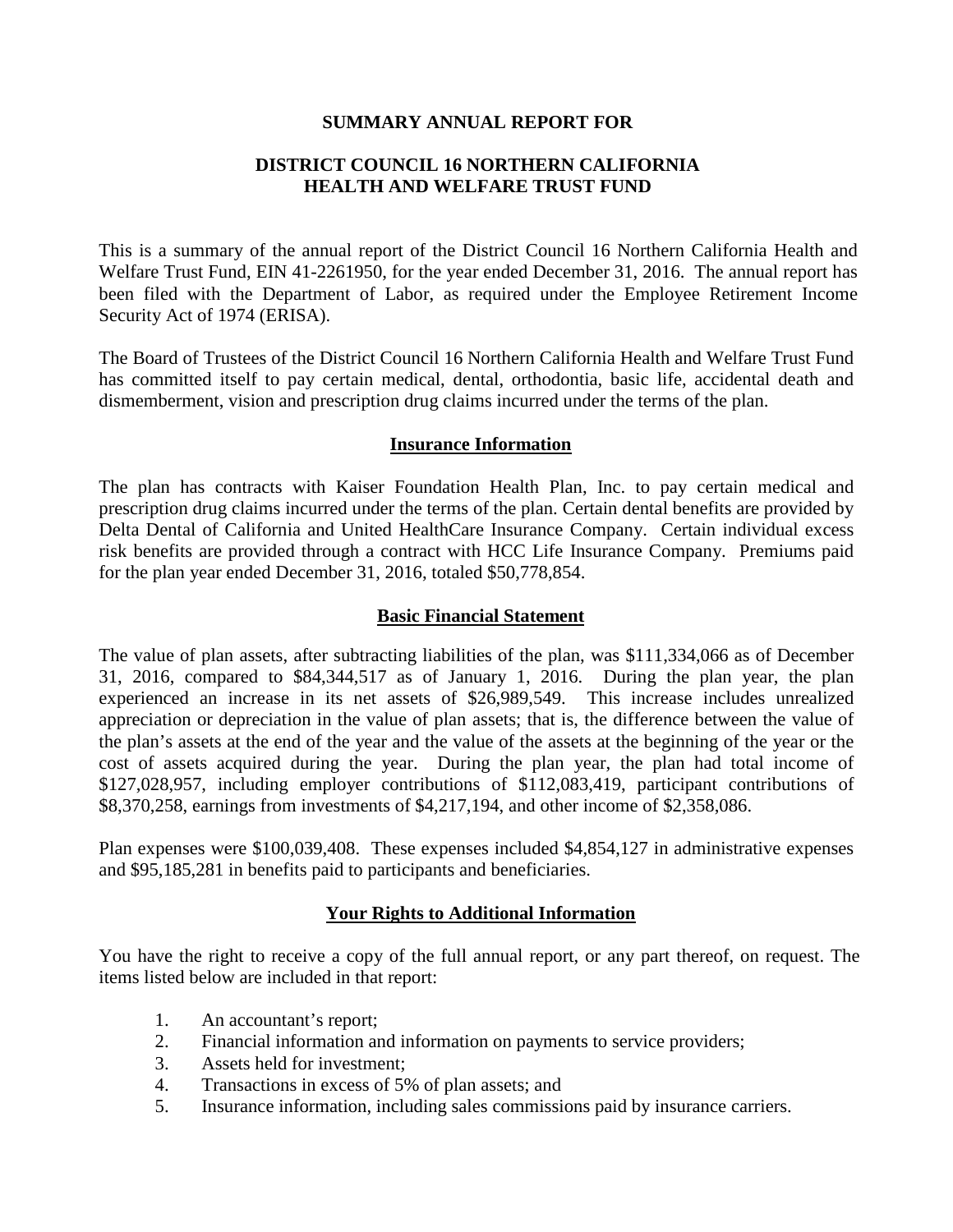# SUMMARY ANNUAL REPORT FOR

# DISTRICT COUNCIL 16 NORTHERN CALIFORNIA HEALTH AND WELFARE TRUST FUND

This is a summary of the annual report of the District Council 16 Northern California Health and Welfare Trust Fund, EIN 41-2261950, for the year ended December 31, 2016. The annual report has been filed with the Department of Labor, as required under the Employee Retirement Income Security Act of 1974 (ERISA).

The Board of Trustees of the District Council 16 Northern California Health and Welfare Trust Fund has committed itself to pay certain medical, dental, orthodontia, basic life, accidental death and dismemberment, vision and prescription drug claims incurred under the terms of the plan.

## Insurance Information

The plan has contracts with Kaiser Foundation Health Plan, Inc. to pay certain medical and prescription drug claims incurred under the terms of the plan. Certain dental benefits are provided by Delta Dental of California and United HealthCare Insurance Company. Certain individual excess risk benefits are provided through a contract with HCC Life Insurance Company. Premiums paid for the plan year ended December 31, 2016, totaled $50,778,854.

## Basic Financial Statement

The value of plan assets, after subtracting liabilities of the plan, was $111,334,066 as of December 31, 2016, compared to $84,344,517 as of January 1, 2016. During the plan year, the plan experienced an increase in its net assets of $26,989,549. This increase includes unrealized appreciation or depreciation in the value of plan assets; that is, the difference between the value of the plan's assets at the end of the year and the value of the assets at the beginning of the year or the cost of assets acquired during the year. During the plan year, the plan had total income of $127,028,957, including employer contributions of $112,083,419, participant contributions of $8,370,258, earnings from investments of $4,217,194, and other income of $2,358,086.

Plan expenses were $100,039,408. These expenses included $4,854,127 in administrative expenses and $95,185,281 in benefits paid to participants and beneficiaries.

## Your Rights to Additional Information

You have the right to receive a copy of the full annual report, or any part thereof, on request. The items listed below are included in that report:

1. An accountant's report;
2. Financial information and information on payments to service providers;
3. Assets held for investment;
4. Transactions in excess of 5% of plan assets; and
5. Insurance information, including sales commissions paid by insurance carriers.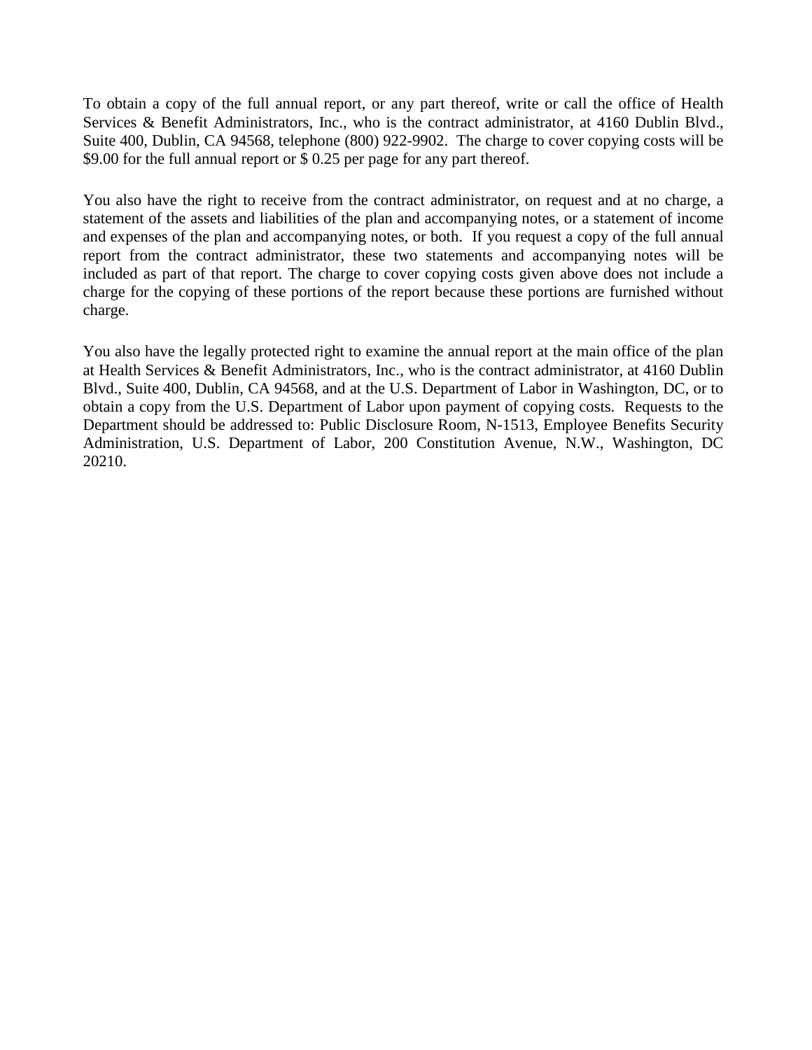To obtain a copy of the full annual report, or any part thereof, write or call the office of Health Services & Benefit Administrators, Inc., who is the contract administrator, at 4160 Dublin Blvd., Suite 400, Dublin, CA 94568, telephone (800) 922-9902. The charge to cover copying costs will be $9.00 for the full annual report or $ 0.25 per page for any part thereof.

You also have the right to receive from the contract administrator, on request and at no charge, a statement of the assets and liabilities of the plan and accompanying notes, or a statement of income and expenses of the plan and accompanying notes, or both. If you request a copy of the full annual report from the contract administrator, these two statements and accompanying notes will be included as part of that report. The charge to cover copying costs given above does not include a charge for the copying of these portions of the report because these portions are furnished without charge.

You also have the legally protected right to examine the annual report at the main office of the plan at Health Services & Benefit Administrators, Inc., who is the contract administrator, at 4160 Dublin Blvd., Suite 400, Dublin, CA 94568, and at the U.S. Department of Labor in Washington, DC, or to obtain a copy from the U.S. Department of Labor upon payment of copying costs. Requests to the Department should be addressed to: Public Disclosure Room, N-1513, Employee Benefits Security Administration, U.S. Department of Labor, 200 Constitution Avenue, N.W., Washington, DC 20210.